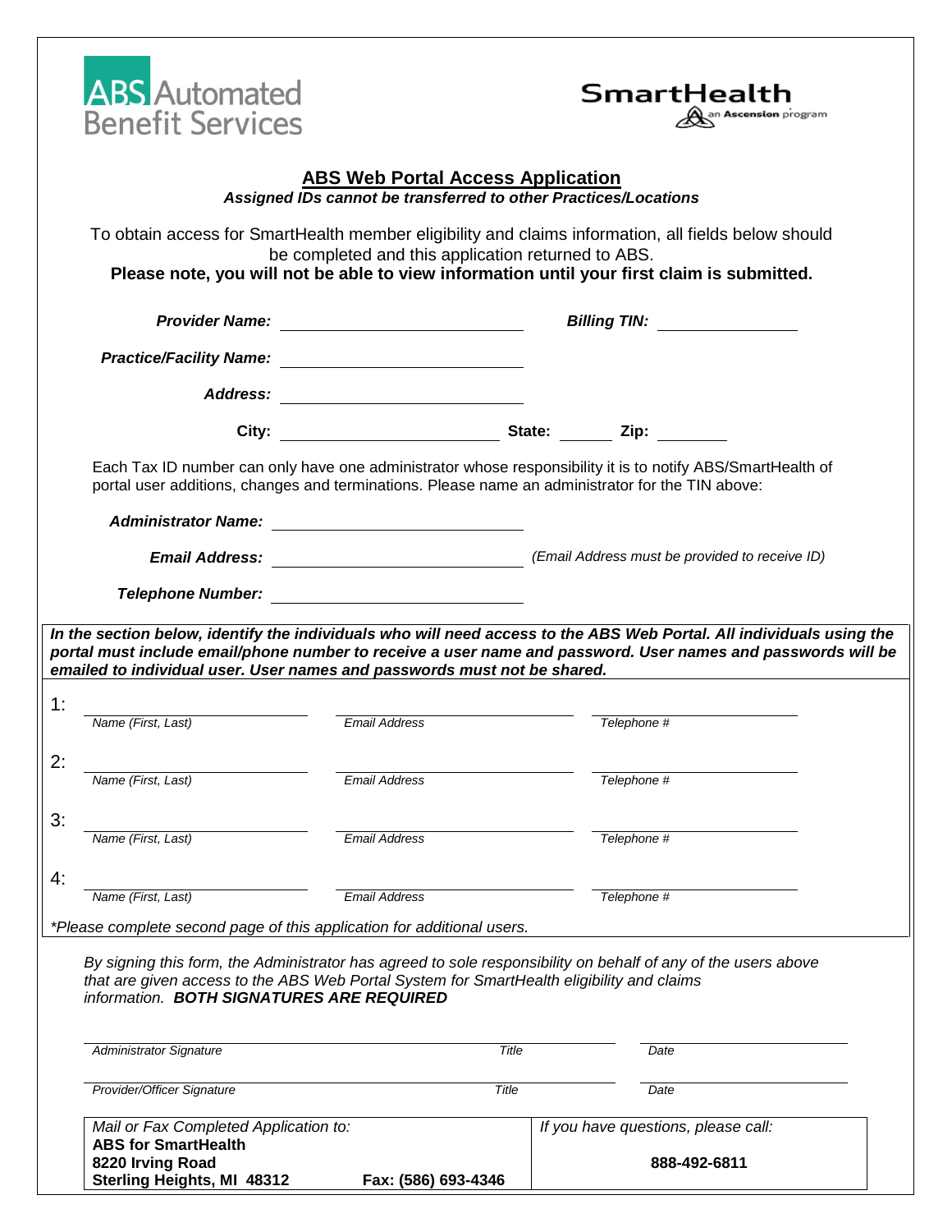ABS Automated Benefit Services

SmartHealth an Ascension program

## ABS Web Portal Access Application

***Assigned IDs cannot be transferred to other Practices/Locations***

To obtain access for SmartHealth member eligibility and claims information, all fields below should be completed and this application returned to ABS.

**Please note, you will not be able to view information until your first claim is submitted.**

***Provider Name:*** ______________________ ***Billing TIN:*** ______________

***Practice/Facility Name:*** ______________________

***Address:*** ______________________

**City:** ______________________ **State:** ______ **Zip:** ________

Each Tax ID number can only have one administrator whose responsibility it is to notify ABS/SmartHealth of portal user additions, changes and terminations. Please name an administrator for the TIN above:

***Administrator Name:*** ______________________

***Email Address:*** ______________________ *(Email Address must be provided to receive ID)*

***Telephone Number:*** ______________________

***In the section below, identify the individuals who will need access to the ABS Web Portal. All individuals using the portal must include email/phone number to receive a user name and password. User names and passwords will be emailed to individual user. User names and passwords must not be shared.***

| | Name (First, Last) | Email Address | Telephone # |
|---|---|---|---|
| 1: | | | |
| 2: | | | |
| 3: | | | |
| 4: | | | |

*\*Please complete second page of this application for additional users.*

*By signing this form, the Administrator has agreed to sole responsibility on behalf of any of the users above that are given access to the ABS Web Portal System for SmartHealth eligibility and claims information.* ***BOTH SIGNATURES ARE REQUIRED***

| Signature | Title | Date |
|---|---|---|
| *Administrator Signature* | | |
| *Provider/Officer Signature* | | |

| *Mail or Fax Completed Application to:* | *If you have questions, please call:* |
|---|---|
| **ABS for SmartHealth**<br>**8220 Irving Road**<br>**Sterling Heights, MI 48312** **Fax: (586) 693-4346** | **888-492-6811** |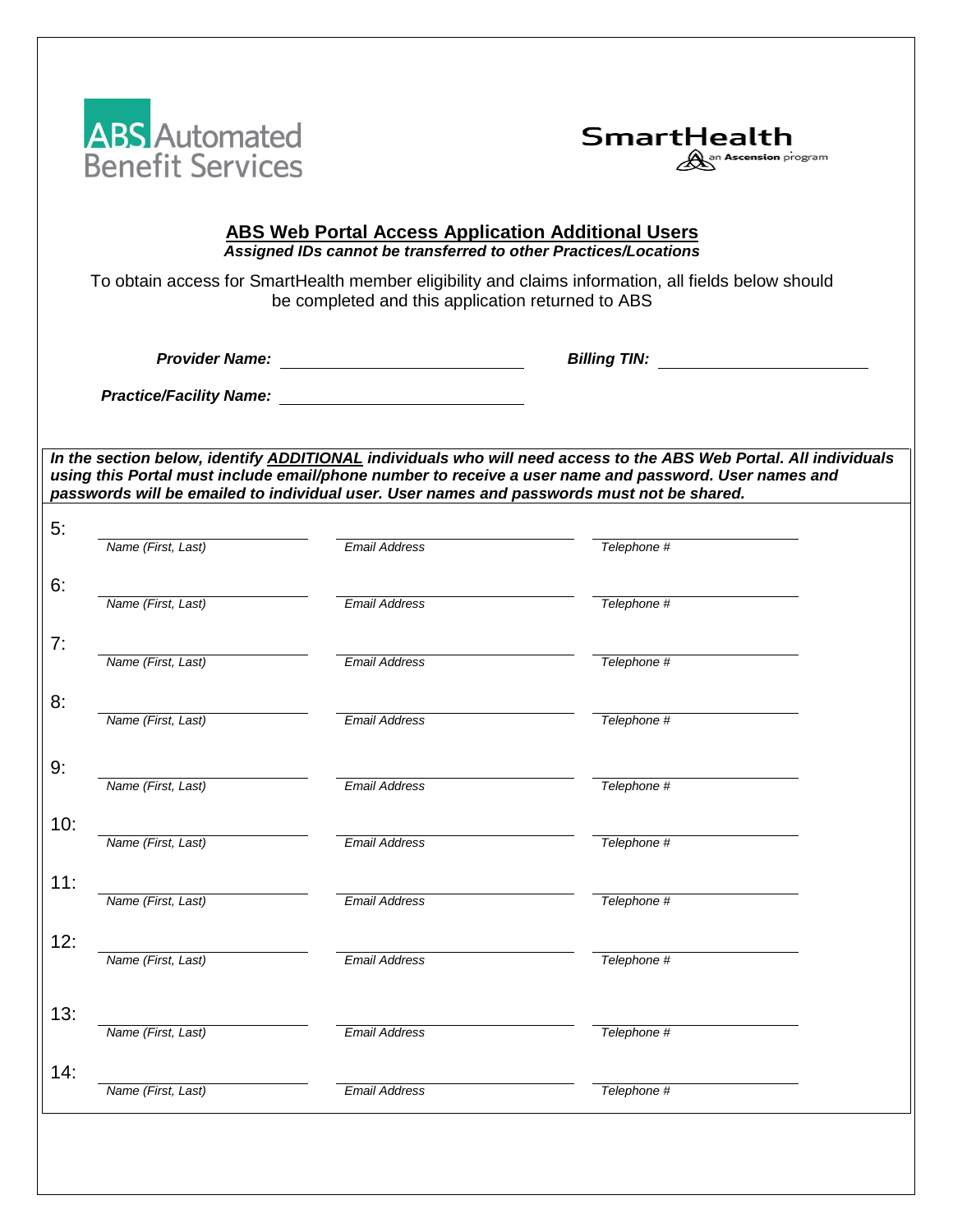ABS Automated Benefit Services

SmartHealth an Ascension program

## ABS Web Portal Access Application Additional Users

***Assigned IDs cannot be transferred to other Practices/Locations***

To obtain access for SmartHealth member eligibility and claims information, all fields below should be completed and this application returned to ABS

***Provider Name:*** ____________________ ***Billing TIN:*** ____________________

***Practice/Facility Name:*** ____________________

***In the section below, identify ADDITIONAL individuals who will need access to the ABS Web Portal. All individuals using this Portal must include email/phone number to receive a user name and password. User names and passwords will be emailed to individual user. User names and passwords must not be shared.***

| | | | |
|---|---|---|---|
| 5: | *Name (First, Last)* | *Email Address* | *Telephone #* |
| 6: | *Name (First, Last)* | *Email Address* | *Telephone #* |
| 7: | *Name (First, Last)* | *Email Address* | *Telephone #* |
| 8: | *Name (First, Last)* | *Email Address* | *Telephone #* |
| 9: | *Name (First, Last)* | *Email Address* | *Telephone #* |
| 10: | *Name (First, Last)* | *Email Address* | *Telephone #* |
| 11: | *Name (First, Last)* | *Email Address* | *Telephone #* |
| 12: | *Name (First, Last)* | *Email Address* | *Telephone #* |
| 13: | *Name (First, Last)* | *Email Address* | *Telephone #* |
| 14: | *Name (First, Last)* | *Email Address* | *Telephone #* |